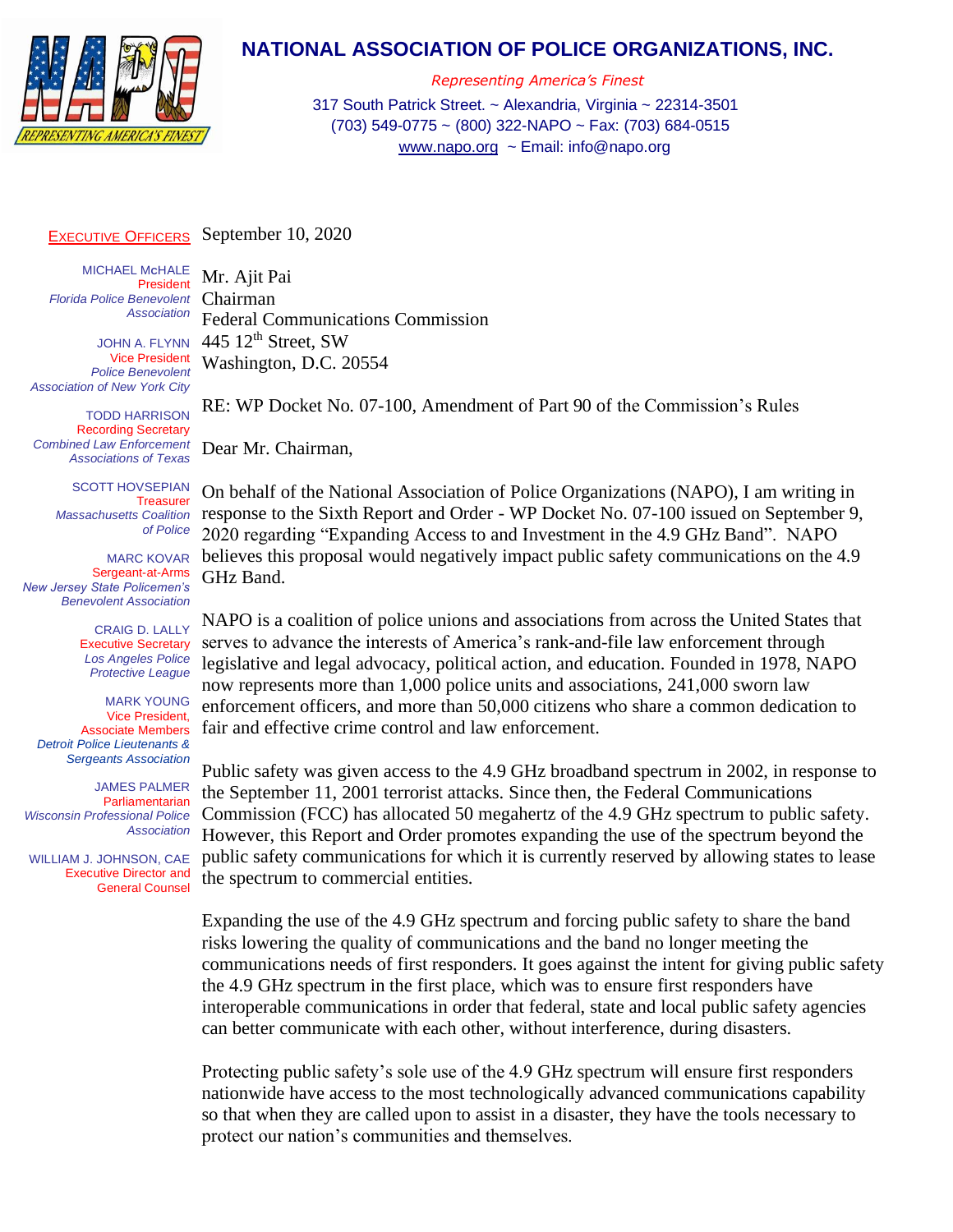# NATIONAL ASSOCIATION OF POLICE ORGANIZATIONS, INC.

*Representing America's Finest*

317 South Patrick Street. ~ Alexandria, Virginia ~ 22314-3501
(703) 549-0775 ~ (800) 322-NAPO ~ Fax: (703) 684-0515
www.napo.org ~ Email: info@napo.org

**EXECUTIVE OFFICERS**

MICHAEL McHALE
President
*Florida Police Benevolent Association*

JOHN A. FLYNN
Vice President
*Police Benevolent Association of New York City*

TODD HARRISON
Recording Secretary
*Combined Law Enforcement Associations of Texas*

SCOTT HOVSEPIAN
Treasurer
*Massachusetts Coalition of Police*

MARC KOVAR
Sergeant-at-Arms
*New Jersey State Policemen's Benevolent Association*

CRAIG D. LALLY
Executive Secretary
*Los Angeles Police Protective League*

MARK YOUNG
Vice President, Associate Members
*Detroit Police Lieutenants & Sergeants Association*

JAMES PALMER
Parliamentarian
*Wisconsin Professional Police Association*

WILLIAM J. JOHNSON, CAE
Executive Director and General Counsel

September 10, 2020

Mr. Ajit Pai
Chairman
Federal Communications Commission
445 12th Street, SW
Washington, D.C. 20554

RE: WP Docket No. 07-100, Amendment of Part 90 of the Commission's Rules

Dear Mr. Chairman,

On behalf of the National Association of Police Organizations (NAPO), I am writing in response to the Sixth Report and Order - WP Docket No. 07-100 issued on September 9, 2020 regarding "Expanding Access to and Investment in the 4.9 GHz Band". NAPO believes this proposal would negatively impact public safety communications on the 4.9 GHz Band.

NAPO is a coalition of police unions and associations from across the United States that serves to advance the interests of America's rank-and-file law enforcement through legislative and legal advocacy, political action, and education. Founded in 1978, NAPO now represents more than 1,000 police units and associations, 241,000 sworn law enforcement officers, and more than 50,000 citizens who share a common dedication to fair and effective crime control and law enforcement.

Public safety was given access to the 4.9 GHz broadband spectrum in 2002, in response to the September 11, 2001 terrorist attacks. Since then, the Federal Communications Commission (FCC) has allocated 50 megahertz of the 4.9 GHz spectrum to public safety. However, this Report and Order promotes expanding the use of the spectrum beyond the public safety communications for which it is currently reserved by allowing states to lease the spectrum to commercial entities.

Expanding the use of the 4.9 GHz spectrum and forcing public safety to share the band risks lowering the quality of communications and the band no longer meeting the communications needs of first responders. It goes against the intent for giving public safety the 4.9 GHz spectrum in the first place, which was to ensure first responders have interoperable communications in order that federal, state and local public safety agencies can better communicate with each other, without interference, during disasters.

Protecting public safety's sole use of the 4.9 GHz spectrum will ensure first responders nationwide have access to the most technologically advanced communications capability so that when they are called upon to assist in a disaster, they have the tools necessary to protect our nation's communities and themselves.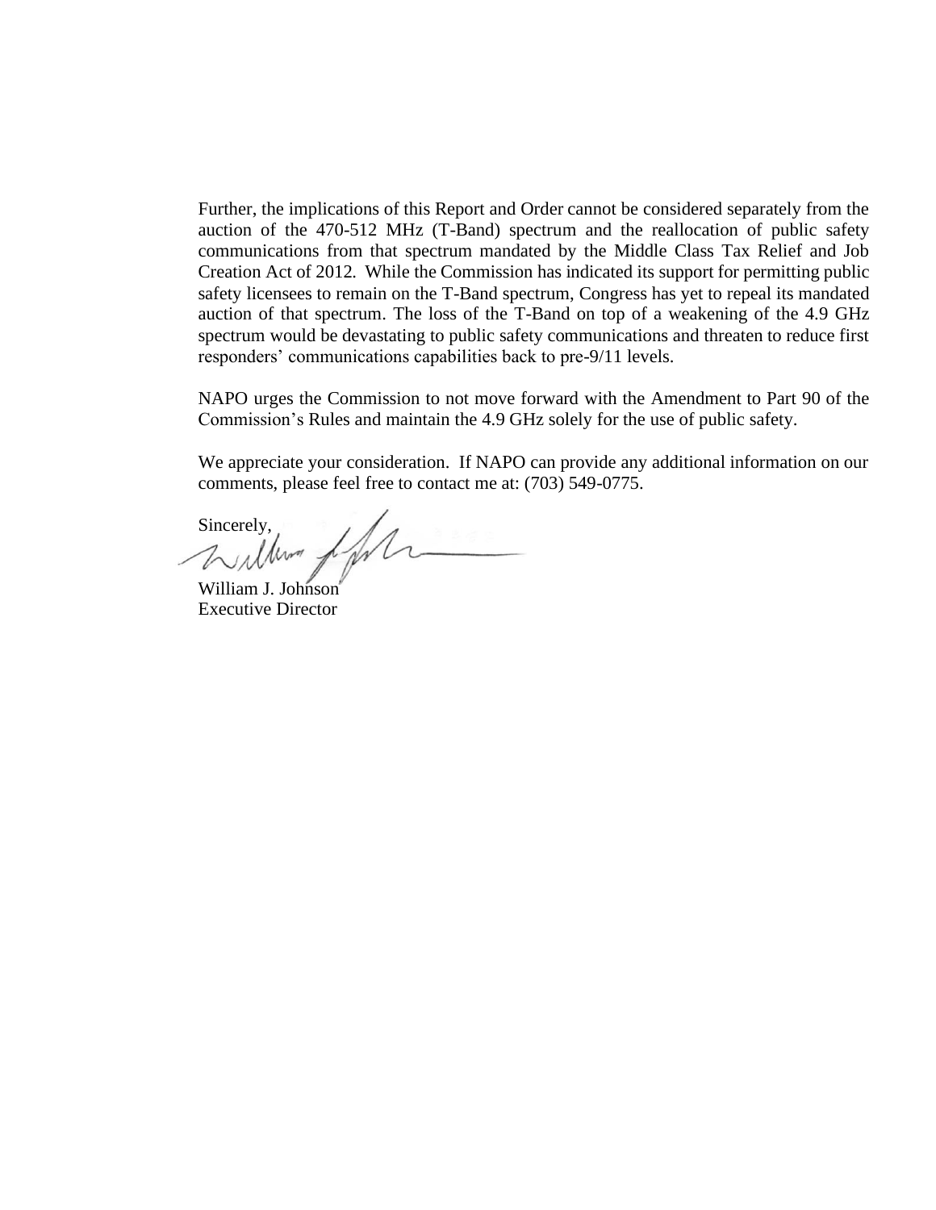Further, the implications of this Report and Order cannot be considered separately from the auction of the 470-512 MHz (T-Band) spectrum and the reallocation of public safety communications from that spectrum mandated by the Middle Class Tax Relief and Job Creation Act of 2012. While the Commission has indicated its support for permitting public safety licensees to remain on the T-Band spectrum, Congress has yet to repeal its mandated auction of that spectrum. The loss of the T-Band on top of a weakening of the 4.9 GHz spectrum would be devastating to public safety communications and threaten to reduce first responders' communications capabilities back to pre-9/11 levels.

NAPO urges the Commission to not move forward with the Amendment to Part 90 of the Commission's Rules and maintain the 4.9 GHz solely for the use of public safety.

We appreciate your consideration. If NAPO can provide any additional information on our comments, please feel free to contact me at: (703) 549-0775.

Sincerely,

William J. Johnson
Executive Director